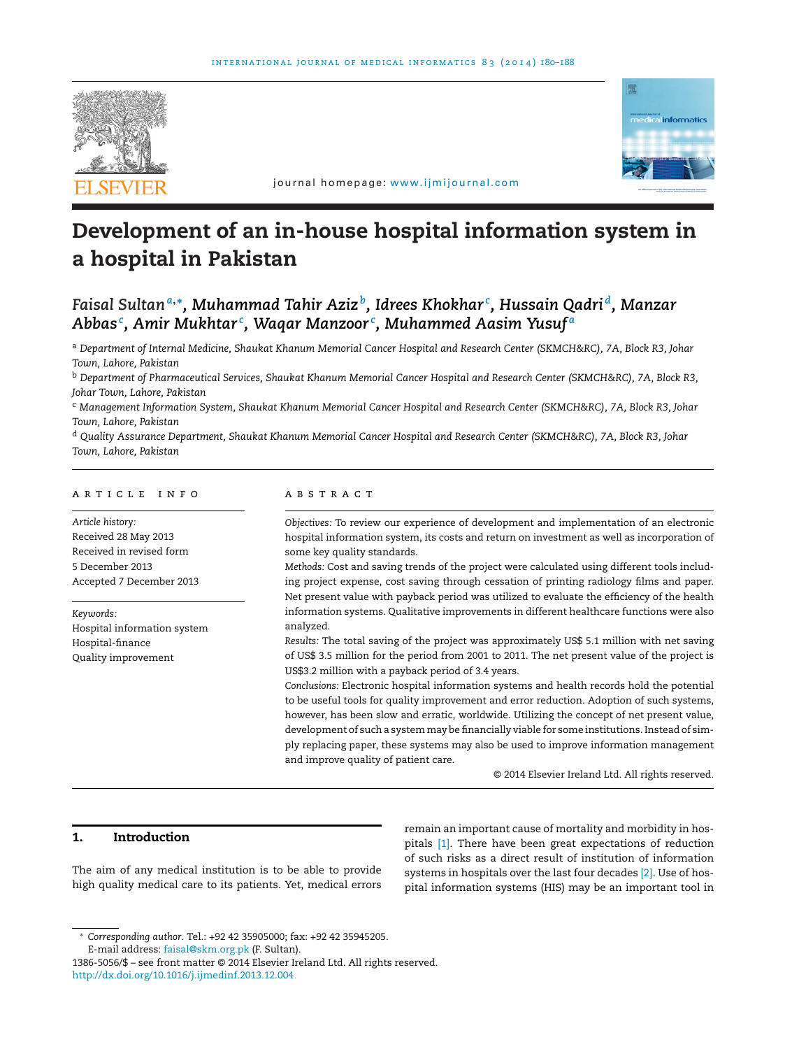# Development of an in-house hospital information system in a hospital in Pakistan

*Faisal Sultan[a,*], Muhammad Tahir Aziz[b], Idrees Khokhar[c], Hussain Qadri[d], Manzar Abbas[c], Amir Mukhtar[c], Waqar Manzoor[c], Muhammed Aasim Yusuf[a]*

[a] *Department of Internal Medicine, Shaukat Khanum Memorial Cancer Hospital and Research Center (SKMCH&RC), 7A, Block R3, Johar Town, Lahore, Pakistan*

[b] *Department of Pharmaceutical Services, Shaukat Khanum Memorial Cancer Hospital and Research Center (SKMCH&RC), 7A, Block R3, Johar Town, Lahore, Pakistan*

[c] *Management Information System, Shaukat Khanum Memorial Cancer Hospital and Research Center (SKMCH&RC), 7A, Block R3, Johar Town, Lahore, Pakistan*

[d] *Quality Assurance Department, Shaukat Khanum Memorial Cancer Hospital and Research Center (SKMCH&RC), 7A, Block R3, Johar Town, Lahore, Pakistan*

## ARTICLE INFO

*Article history:*
Received 28 May 2013
Received in revised form
5 December 2013
Accepted 7 December 2013

*Keywords:*
Hospital information system
Hospital-finance
Quality improvement

## ABSTRACT

*Objectives:* To review our experience of development and implementation of an electronic hospital information system, its costs and return on investment as well as incorporation of some key quality standards.

*Methods:* Cost and saving trends of the project were calculated using different tools including project expense, cost saving through cessation of printing radiology films and paper. Net present value with payback period was utilized to evaluate the efficiency of the health information systems. Qualitative improvements in different healthcare functions were also analyzed.

*Results:* The total saving of the project was approximately US$ 5.1 million with net saving of US$ 3.5 million for the period from 2001 to 2011. The net present value of the project is US$3.2 million with a payback period of 3.4 years.

*Conclusions:* Electronic hospital information systems and health records hold the potential to be useful tools for quality improvement and error reduction. Adoption of such systems, however, has been slow and erratic, worldwide. Utilizing the concept of net present value, development of such a system may be financially viable for some institutions. Instead of simply replacing paper, these systems may also be used to improve information management and improve quality of patient care.

© 2014 Elsevier Ireland Ltd. All rights reserved.

## 1. Introduction

The aim of any medical institution is to be able to provide high quality medical care to its patients. Yet, medical errors remain an important cause of mortality and morbidity in hospitals [1]. There have been great expectations of reduction of such risks as a direct result of institution of information systems in hospitals over the last four decades [2]. Use of hospital information systems (HIS) may be an important tool in

\* *Corresponding author*. Tel.: +92 42 35905000; fax: +92 42 35945205.
E-mail address: faisal@skm.org.pk (F. Sultan).

1386-5056/$ – see front matter © 2014 Elsevier Ireland Ltd. All rights reserved.
http://dx.doi.org/10.1016/j.ijmedinf.2013.12.004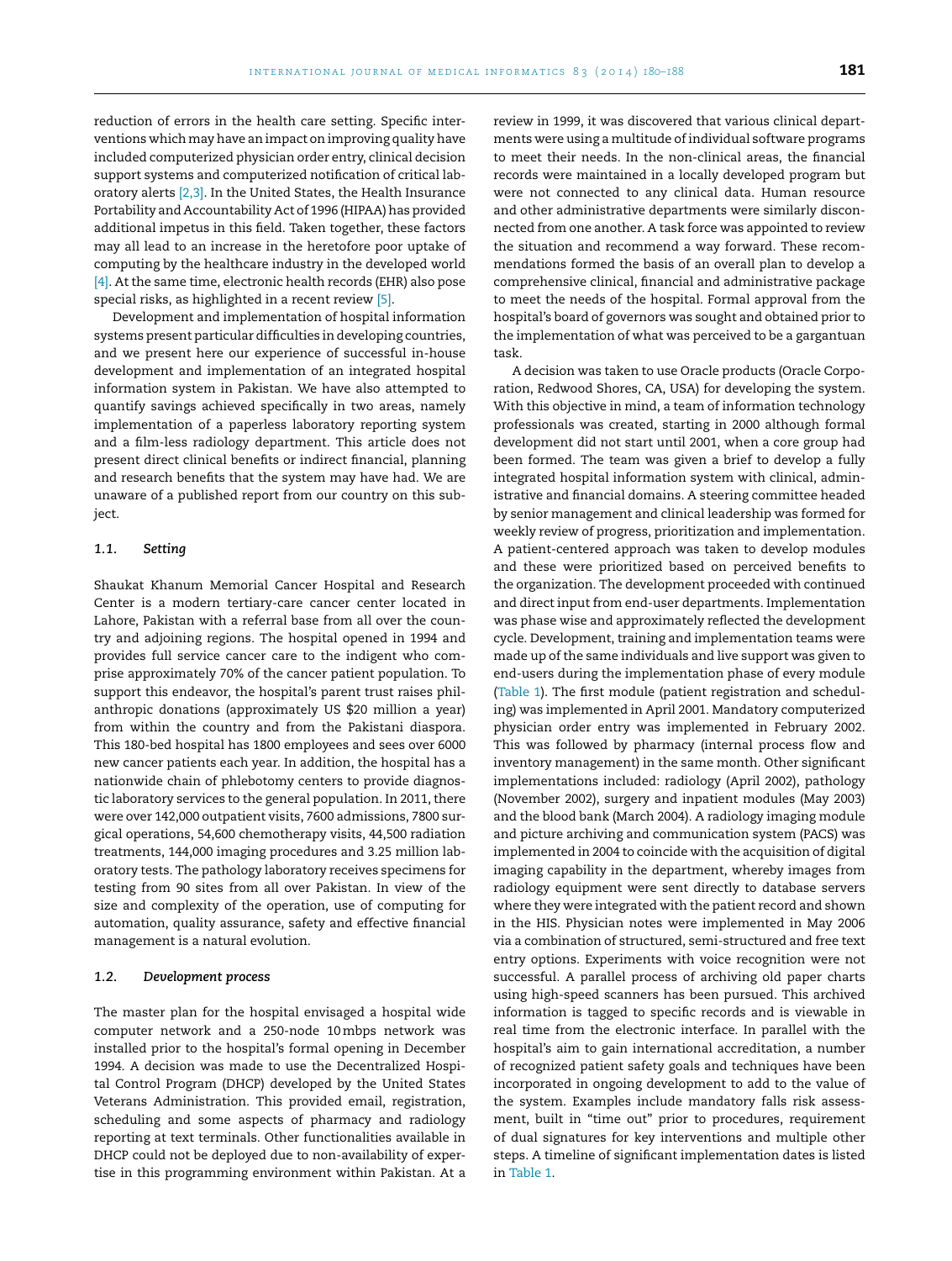reduction of errors in the health care setting. Specific interventions which may have an impact on improving quality have included computerized physician order entry, clinical decision support systems and computerized notification of critical laboratory alerts [2,3]. In the United States, the Health Insurance Portability and Accountability Act of 1996 (HIPAA) has provided additional impetus in this field. Taken together, these factors may all lead to an increase in the heretofore poor uptake of computing by the healthcare industry in the developed world [4]. At the same time, electronic health records (EHR) also pose special risks, as highlighted in a recent review [5].

Development and implementation of hospital information systems present particular difficulties in developing countries, and we present here our experience of successful in-house development and implementation of an integrated hospital information system in Pakistan. We have also attempted to quantify savings achieved specifically in two areas, namely implementation of a paperless laboratory reporting system and a film-less radiology department. This article does not present direct clinical benefits or indirect financial, planning and research benefits that the system may have had. We are unaware of a published report from our country on this subject.

### 1.1. *Setting*

Shaukat Khanum Memorial Cancer Hospital and Research Center is a modern tertiary-care cancer center located in Lahore, Pakistan with a referral base from all over the country and adjoining regions. The hospital opened in 1994 and provides full service cancer care to the indigent who comprise approximately 70% of the cancer patient population. To support this endeavor, the hospital's parent trust raises philanthropic donations (approximately US $20 million a year) from within the country and from the Pakistani diaspora. This 180-bed hospital has 1800 employees and sees over 6000 new cancer patients each year. In addition, the hospital has a nationwide chain of phlebotomy centers to provide diagnostic laboratory services to the general population. In 2011, there were over 142,000 outpatient visits, 7600 admissions, 7800 surgical operations, 54,600 chemotherapy visits, 44,500 radiation treatments, 144,000 imaging procedures and 3.25 million laboratory tests. The pathology laboratory receives specimens for testing from 90 sites from all over Pakistan. In view of the size and complexity of the operation, use of computing for automation, quality assurance, safety and effective financial management is a natural evolution.

### 1.2. *Development process*

The master plan for the hospital envisaged a hospital wide computer network and a 250-node 10 mbps network was installed prior to the hospital's formal opening in December 1994. A decision was made to use the Decentralized Hospital Control Program (DHCP) developed by the United States Veterans Administration. This provided email, registration, scheduling and some aspects of pharmacy and radiology reporting at text terminals. Other functionalities available in DHCP could not be deployed due to non-availability of expertise in this programming environment within Pakistan. At a review in 1999, it was discovered that various clinical departments were using a multitude of individual software programs to meet their needs. In the non-clinical areas, the financial records were maintained in a locally developed program but were not connected to any clinical data. Human resource and other administrative departments were similarly disconnected from one another. A task force was appointed to review the situation and recommend a way forward. These recommendations formed the basis of an overall plan to develop a comprehensive clinical, financial and administrative package to meet the needs of the hospital. Formal approval from the hospital's board of governors was sought and obtained prior to the implementation of what was perceived to be a gargantuan task.

A decision was taken to use Oracle products (Oracle Corporation, Redwood Shores, CA, USA) for developing the system. With this objective in mind, a team of information technology professionals was created, starting in 2000 although formal development did not start until 2001, when a core group had been formed. The team was given a brief to develop a fully integrated hospital information system with clinical, administrative and financial domains. A steering committee headed by senior management and clinical leadership was formed for weekly review of progress, prioritization and implementation. A patient-centered approach was taken to develop modules and these were prioritized based on perceived benefits to the organization. The development proceeded with continued and direct input from end-user departments. Implementation was phase wise and approximately reflected the development cycle. Development, training and implementation teams were made up of the same individuals and live support was given to end-users during the implementation phase of every module (Table 1). The first module (patient registration and scheduling) was implemented in April 2001. Mandatory computerized physician order entry was implemented in February 2002. This was followed by pharmacy (internal process flow and inventory management) in the same month. Other significant implementations included: radiology (April 2002), pathology (November 2002), surgery and inpatient modules (May 2003) and the blood bank (March 2004). A radiology imaging module and picture archiving and communication system (PACS) was implemented in 2004 to coincide with the acquisition of digital imaging capability in the department, whereby images from radiology equipment were sent directly to database servers where they were integrated with the patient record and shown in the HIS. Physician notes were implemented in May 2006 via a combination of structured, semi-structured and free text entry options. Experiments with voice recognition were not successful. A parallel process of archiving old paper charts using high-speed scanners has been pursued. This archived information is tagged to specific records and is viewable in real time from the electronic interface. In parallel with the hospital's aim to gain international accreditation, a number of recognized patient safety goals and techniques have been incorporated in ongoing development to add to the value of the system. Examples include mandatory falls risk assessment, built in "time out" prior to procedures, requirement of dual signatures for key interventions and multiple other steps. A timeline of significant implementation dates is listed in Table 1.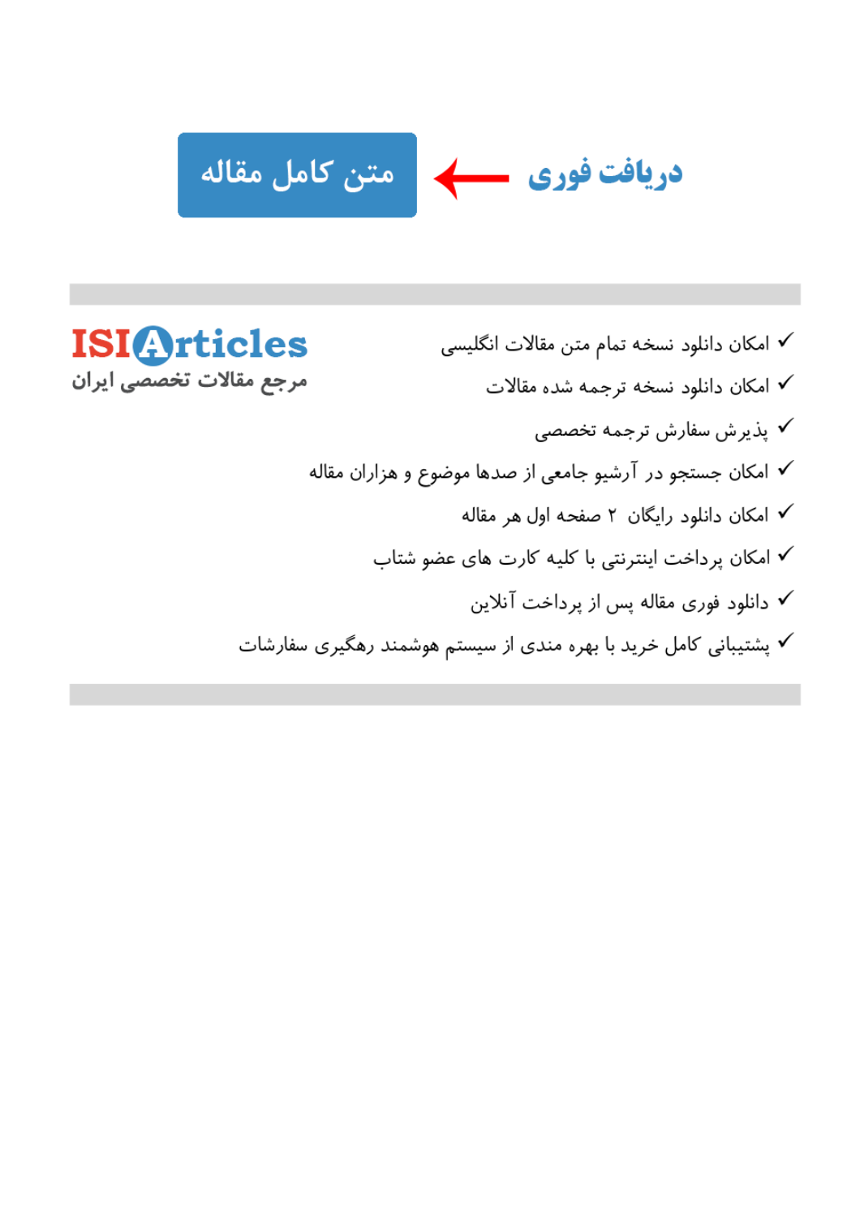دریافت فوری ← **متن کامل مقاله**

**ISIArticles**
مرجع مقالات تخصصی ایران

- ✓ امکان دانلود نسخه تمام متن مقالات انگلیسی
- ✓ امکان دانلود نسخه ترجمه شده مقالات
- ✓ پذیرش سفارش ترجمه تخصصی
- ✓ امکان جستجو در آرشیو جامعی از صدها موضوع و هزاران مقاله
- ✓ امکان دانلود رایگان ۲ صفحه اول هر مقاله
- ✓ امکان پرداخت اینترنتی با کلیه کارت های عضو شتاب
- ✓ دانلود فوری مقاله پس از پرداخت آنلاین
- ✓ پشتیبانی کامل خرید با بهره مندی از سیستم هوشمند رهگیری سفارشات